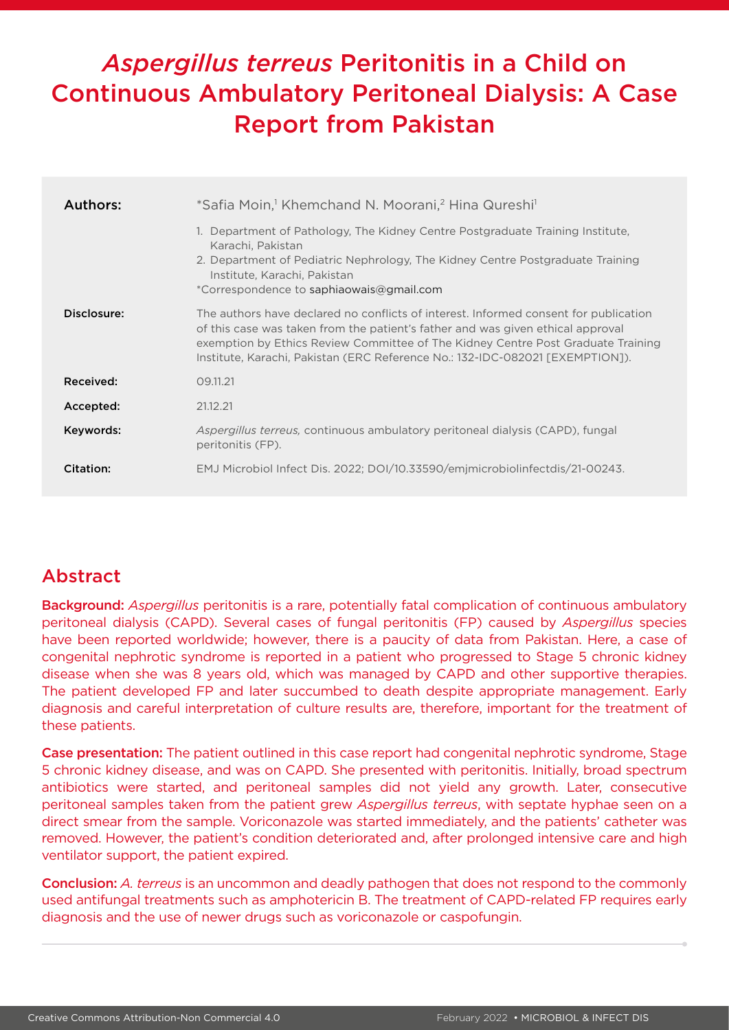# *Aspergillus terreus* Peritonitis in a Child on Continuous Ambulatory Peritoneal Dialysis: A Case Report from Pakistan

| | |
|---|---|
| **Authors:** | *Safia Moin,[1] Khemchand N. Moorani,[2] Hina Qureshi[1] |
| | 1. Department of Pathology, The Kidney Centre Postgraduate Training Institute, Karachi, Pakistan<br>2. Department of Pediatric Nephrology, The Kidney Centre Postgraduate Training Institute, Karachi, Pakistan<br>*Correspondence to saphiaowais@gmail.com |
| **Disclosure:** | The authors have declared no conflicts of interest. Informed consent for publication of this case was taken from the patient's father and was given ethical approval exemption by Ethics Review Committee of The Kidney Centre Post Graduate Training Institute, Karachi, Pakistan (ERC Reference No.: 132-IDC-082021 [EXEMPTION]). |
| **Received:** | 09.11.21 |
| **Accepted:** | 21.12.21 |
| **Keywords:** | *Aspergillus terreus,* continuous ambulatory peritoneal dialysis (CAPD), fungal peritonitis (FP). |
| **Citation:** | EMJ Microbiol Infect Dis. 2022; DOI/10.33590/emjmicrobiolinfectdis/21-00243. |

## Abstract

**Background:** *Aspergillus* peritonitis is a rare, potentially fatal complication of continuous ambulatory peritoneal dialysis (CAPD). Several cases of fungal peritonitis (FP) caused by *Aspergillus* species have been reported worldwide; however, there is a paucity of data from Pakistan. Here, a case of congenital nephrotic syndrome is reported in a patient who progressed to Stage 5 chronic kidney disease when she was 8 years old, which was managed by CAPD and other supportive therapies. The patient developed FP and later succumbed to death despite appropriate management. Early diagnosis and careful interpretation of culture results are, therefore, important for the treatment of these patients.

**Case presentation:** The patient outlined in this case report had congenital nephrotic syndrome, Stage 5 chronic kidney disease, and was on CAPD. She presented with peritonitis. Initially, broad spectrum antibiotics were started, and peritoneal samples did not yield any growth. Later, consecutive peritoneal samples taken from the patient grew *Aspergillus terreus*, with septate hyphae seen on a direct smear from the sample. Voriconazole was started immediately, and the patients' catheter was removed. However, the patient's condition deteriorated and, after prolonged intensive care and high ventilator support, the patient expired.

**Conclusion:** *A. terreus* is an uncommon and deadly pathogen that does not respond to the commonly used antifungal treatments such as amphotericin B. The treatment of CAPD-related FP requires early diagnosis and the use of newer drugs such as voriconazole or caspofungin.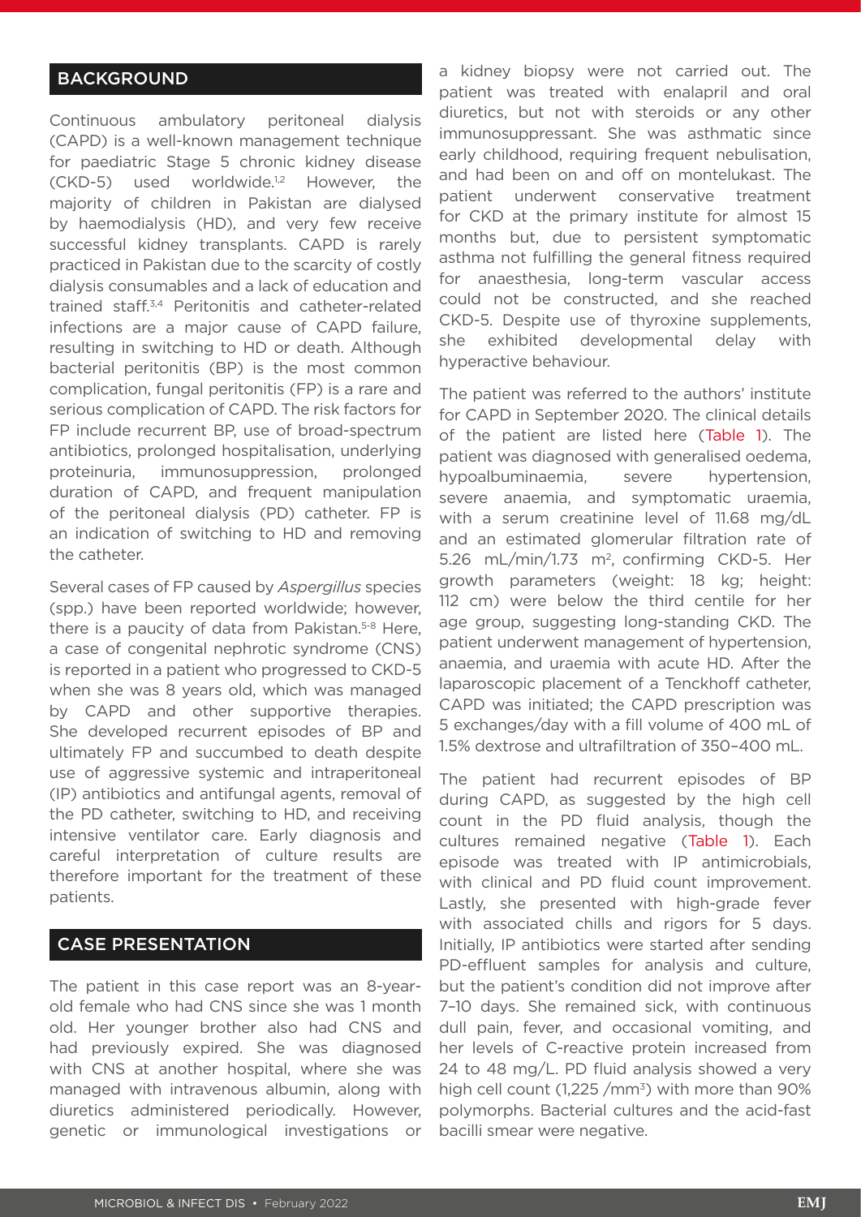## BACKGROUND

Continuous ambulatory peritoneal dialysis (CAPD) is a well-known management technique for paediatric Stage 5 chronic kidney disease (CKD-5) used worldwide.[1,2] However, the majority of children in Pakistan are dialysed by haemodialysis (HD), and very few receive successful kidney transplants. CAPD is rarely practiced in Pakistan due to the scarcity of costly dialysis consumables and a lack of education and trained staff.[3,4] Peritonitis and catheter-related infections are a major cause of CAPD failure, resulting in switching to HD or death. Although bacterial peritonitis (BP) is the most common complication, fungal peritonitis (FP) is a rare and serious complication of CAPD. The risk factors for FP include recurrent BP, use of broad-spectrum antibiotics, prolonged hospitalisation, underlying proteinuria, immunosuppression, prolonged duration of CAPD, and frequent manipulation of the peritoneal dialysis (PD) catheter. FP is an indication of switching to HD and removing the catheter.

Several cases of FP caused by *Aspergillus* species (spp.) have been reported worldwide; however, there is a paucity of data from Pakistan.[5-8] Here, a case of congenital nephrotic syndrome (CNS) is reported in a patient who progressed to CKD-5 when she was 8 years old, which was managed by CAPD and other supportive therapies. She developed recurrent episodes of BP and ultimately FP and succumbed to death despite use of aggressive systemic and intraperitoneal (IP) antibiotics and antifungal agents, removal of the PD catheter, switching to HD, and receiving intensive ventilator care. Early diagnosis and careful interpretation of culture results are therefore important for the treatment of these patients.

## CASE PRESENTATION

The patient in this case report was an 8-year-old female who had CNS since she was 1 month old. Her younger brother also had CNS and had previously expired. She was diagnosed with CNS at another hospital, where she was managed with intravenous albumin, along with diuretics administered periodically. However, genetic or immunological investigations or a kidney biopsy were not carried out. The patient was treated with enalapril and oral diuretics, but not with steroids or any other immunosuppressant. She was asthmatic since early childhood, requiring frequent nebulisation, and had been on and off on montelukast. The patient underwent conservative treatment for CKD at the primary institute for almost 15 months but, due to persistent symptomatic asthma not fulfilling the general fitness required for anaesthesia, long-term vascular access could not be constructed, and she reached CKD-5. Despite use of thyroxine supplements, she exhibited developmental delay with hyperactive behaviour.

The patient was referred to the authors' institute for CAPD in September 2020. The clinical details of the patient are listed here (Table 1). The patient was diagnosed with generalised oedema, hypoalbuminaemia, severe hypertension, severe anaemia, and symptomatic uraemia, with a serum creatinine level of 11.68 mg/dL and an estimated glomerular filtration rate of 5.26 mL/min/1.73 m$^2$, confirming CKD-5. Her growth parameters (weight: 18 kg; height: 112 cm) were below the third centile for her age group, suggesting long-standing CKD. The patient underwent management of hypertension, anaemia, and uraemia with acute HD. After the laparoscopic placement of a Tenckhoff catheter, CAPD was initiated; the CAPD prescription was 5 exchanges/day with a fill volume of 400 mL of 1.5% dextrose and ultrafiltration of 350–400 mL.

The patient had recurrent episodes of BP during CAPD, as suggested by the high cell count in the PD fluid analysis, though the cultures remained negative (Table 1). Each episode was treated with IP antimicrobials, with clinical and PD fluid count improvement. Lastly, she presented with high-grade fever with associated chills and rigors for 5 days. Initially, IP antibiotics were started after sending PD-effluent samples for analysis and culture, but the patient's condition did not improve after 7–10 days. She remained sick, with continuous dull pain, fever, and occasional vomiting, and her levels of C-reactive protein increased from 24 to 48 mg/L. PD fluid analysis showed a very high cell count (1,225 /mm$^3$) with more than 90% polymorphs. Bacterial cultures and the acid-fast bacilli smear were negative.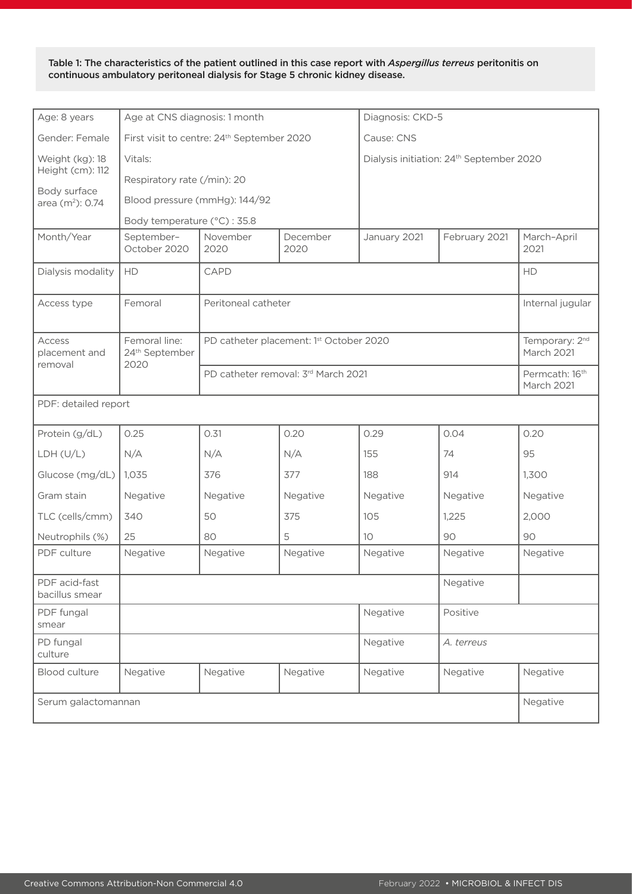**Table 1: The characteristics of the patient outlined in this case report with *Aspergillus terreus* peritonitis on continuous ambulatory peritoneal dialysis for Stage 5 chronic kidney disease.**

| Age: 8 years | Age at CNS diagnosis: 1 month | | | Diagnosis: CKD-5 | | |
|---|---|---|---|---|---|---|
| Gender: Female | First visit to centre: 24th September 2020 | | | Cause: CNS | | |
| Weight (kg): 18<br>Height (cm): 112 | Vitals: | | | Dialysis initiation: 24th September 2020 | | |
| Body surface area (m²): 0.74 | Respiratory rate (/min): 20 | | | | | |
| | Blood pressure (mmHg): 144/92 | | | | | |
| | Body temperature (°C) : 35.8 | | | | | |
| Month/Year | September–October 2020 | November 2020 | December 2020 | January 2021 | February 2021 | March–April 2021 |
| Dialysis modality | HD | CAPD | | | | HD |
| Access type | Femoral | Peritoneal catheter | | | | Internal jugular |
| Access placement and removal | Femoral line: 24th September 2020 | PD catheter placement: 1st October 2020 | | | | Temporary: 2nd March 2021 |
| | | PD catheter removal: 3rd March 2021 | | | | Permcath: 16th March 2021 |
| PDF: detailed report | | | | | | |
| Protein (g/dL) | 0.25 | 0.31 | 0.20 | 0.29 | 0.04 | 0.20 |
| LDH (U/L) | N/A | N/A | N/A | 155 | 74 | 95 |
| Glucose (mg/dL) | 1,035 | 376 | 377 | 188 | 914 | 1,300 |
| Gram stain | Negative | Negative | Negative | Negative | Negative | Negative |
| TLC (cells/cmm) | 340 | 50 | 375 | 105 | 1,225 | 2,000 |
| Neutrophils (%) | 25 | 80 | 5 | 10 | 90 | 90 |
| PDF culture | Negative | Negative | Negative | Negative | Negative | Negative |
| PDF acid-fast bacillus smear | | | | | Negative | |
| PDF fungal smear | | | | Negative | Positive | |
| PD fungal culture | | | | Negative | *A. terreus* | |
| Blood culture | Negative | Negative | Negative | Negative | Negative | Negative |
| Serum galactomannan | | | | | | Negative |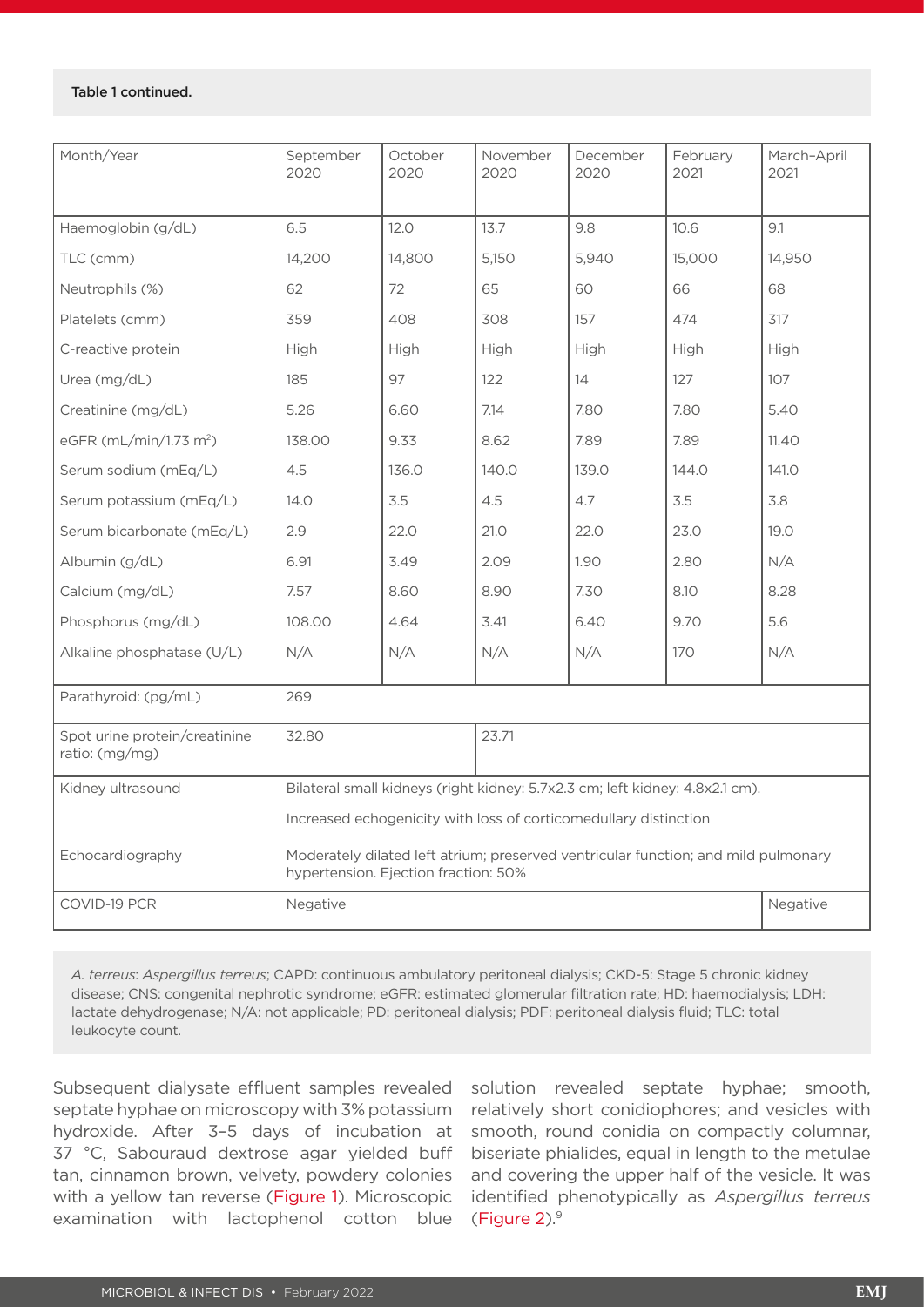Table 1 continued.

| Month/Year | September 2020 | October 2020 | November 2020 | December 2020 | February 2021 | March–April 2021 |
|---|---|---|---|---|---|---|
| Haemoglobin (g/dL) | 6.5 | 12.0 | 13.7 | 9.8 | 10.6 | 9.1 |
| TLC (cmm) | 14,200 | 14,800 | 5,150 | 5,940 | 15,000 | 14,950 |
| Neutrophils (%) | 62 | 72 | 65 | 60 | 66 | 68 |
| Platelets (cmm) | 359 | 408 | 308 | 157 | 474 | 317 |
| C-reactive protein | High | High | High | High | High | High |
| Urea (mg/dL) | 185 | 97 | 122 | 14 | 127 | 107 |
| Creatinine (mg/dL) | 5.26 | 6.60 | 7.14 | 7.80 | 7.80 | 5.40 |
| eGFR (mL/min/1.73 m$^2$) | 138.00 | 9.33 | 8.62 | 7.89 | 7.89 | 11.40 |
| Serum sodium (mEq/L) | 4.5 | 136.0 | 140.0 | 139.0 | 144.0 | 141.0 |
| Serum potassium (mEq/L) | 14.0 | 3.5 | 4.5 | 4.7 | 3.5 | 3.8 |
| Serum bicarbonate (mEq/L) | 2.9 | 22.0 | 21.0 | 22.0 | 23.0 | 19.0 |
| Albumin (g/dL) | 6.91 | 3.49 | 2.09 | 1.90 | 2.80 | N/A |
| Calcium (mg/dL) | 7.57 | 8.60 | 8.90 | 7.30 | 8.10 | 8.28 |
| Phosphorus (mg/dL) | 108.00 | 4.64 | 3.41 | 6.40 | 9.70 | 5.6 |
| Alkaline phosphatase (U/L) | N/A | N/A | N/A | N/A | 170 | N/A |
| Parathyroid: (pg/mL) | 269 | | | | | |
| Spot urine protein/creatinine ratio: (mg/mg) | 32.80 | | 23.71 | | | |
| Kidney ultrasound | Bilateral small kidneys (right kidney: 5.7x2.3 cm; left kidney: 4.8x2.1 cm). Increased echogenicity with loss of corticomedullary distinction | | | | | |
| Echocardiography | Moderately dilated left atrium; preserved ventricular function; and mild pulmonary hypertension. Ejection fraction: 50% | | | | | |
| COVID-19 PCR | Negative | | | | | Negative |

*A. terreus*: *Aspergillus terreus*; CAPD: continuous ambulatory peritoneal dialysis; CKD-5: Stage 5 chronic kidney disease; CNS: congenital nephrotic syndrome; eGFR: estimated glomerular filtration rate; HD: haemodialysis; LDH: lactate dehydrogenase; N/A: not applicable; PD: peritoneal dialysis; PDF: peritoneal dialysis fluid; TLC: total leukocyte count.

Subsequent dialysate effluent samples revealed septate hyphae on microscopy with 3% potassium hydroxide. After 3–5 days of incubation at 37 °C, Sabouraud dextrose agar yielded buff tan, cinnamon brown, velvety, powdery colonies with a yellow tan reverse (Figure 1). Microscopic examination with lactophenol cotton blue solution revealed septate hyphae; smooth, relatively short conidiophores; and vesicles with smooth, round conidia on compactly columnar, biseriate phialides, equal in length to the metulae and covering the upper half of the vesicle. It was identified phenotypically as *Aspergillus terreus* (Figure 2).[9]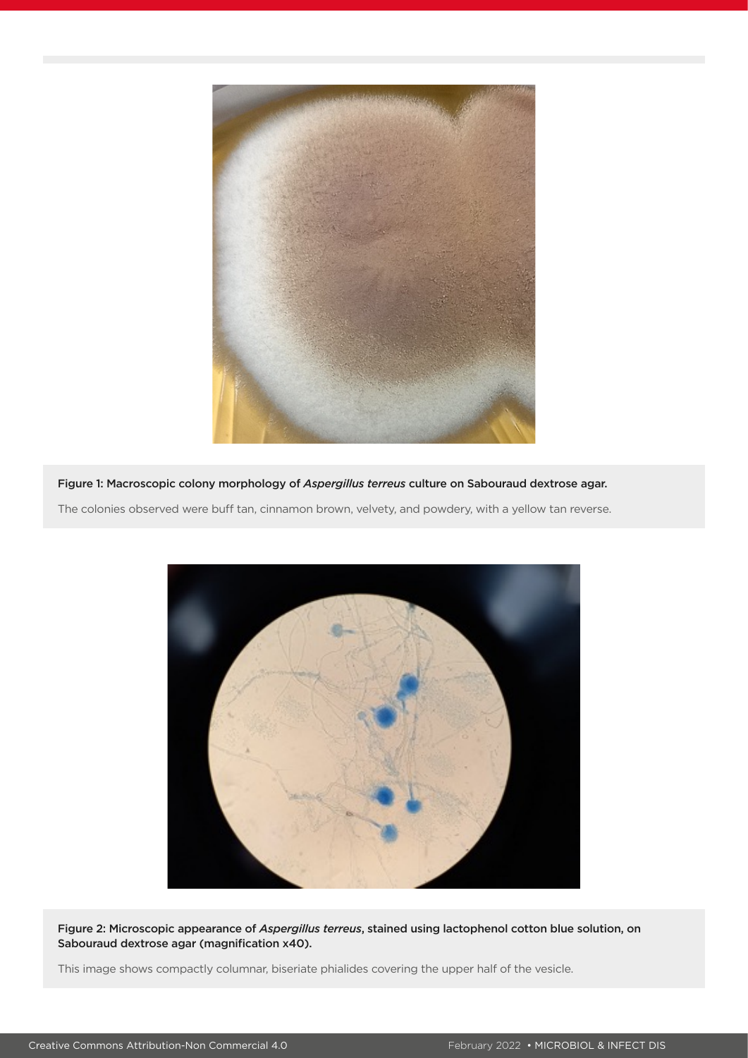**Figure 1: Macroscopic colony morphology of *Aspergillus terreus* culture on Sabouraud dextrose agar.**

The colonies observed were buff tan, cinnamon brown, velvety, and powdery, with a yellow tan reverse.

**Figure 2: Microscopic appearance of *Aspergillus terreus*, stained using lactophenol cotton blue solution, on Sabouraud dextrose agar (magnification x40).**

This image shows compactly columnar, biseriate phialides covering the upper half of the vesicle.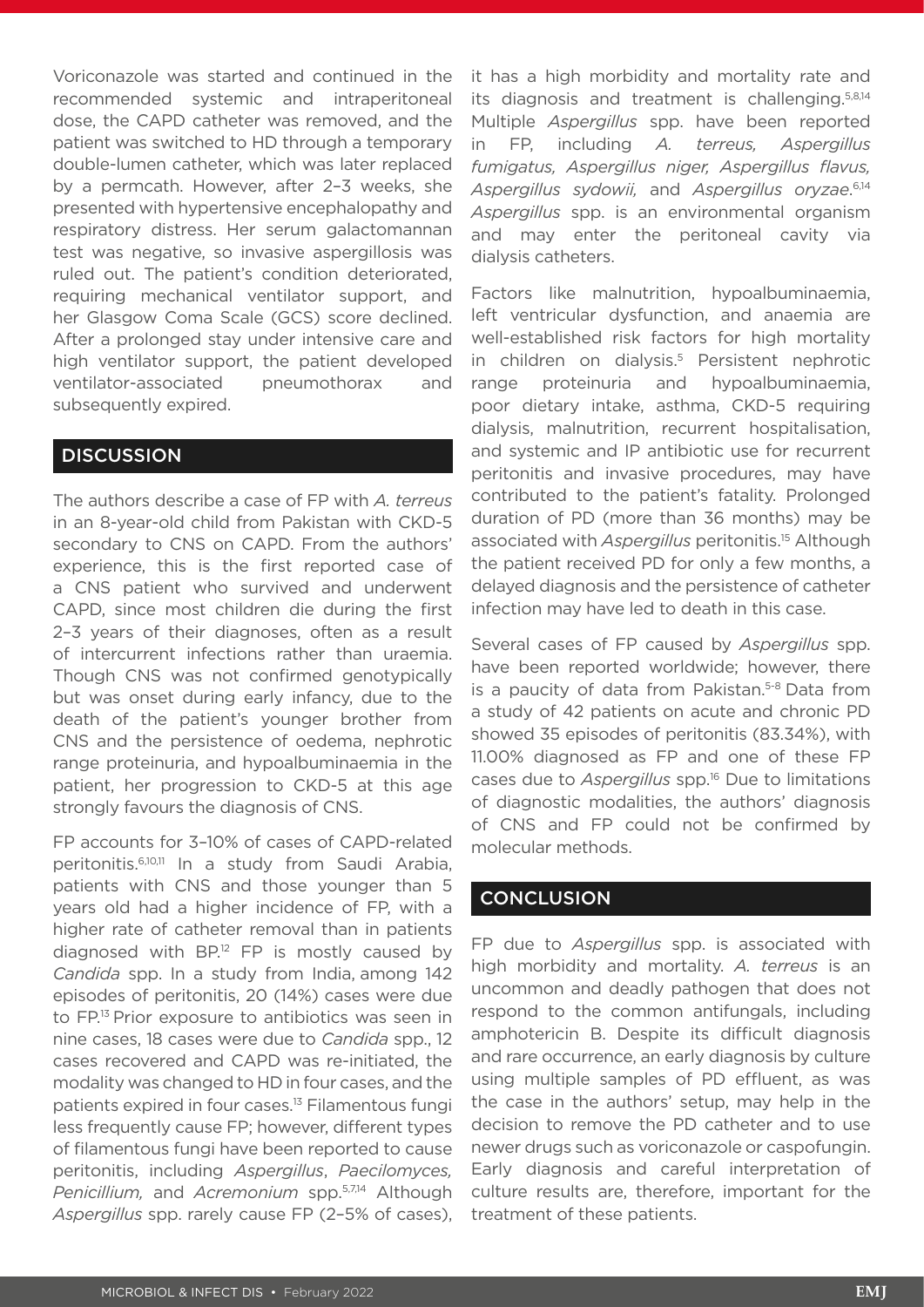Voriconazole was started and continued in the recommended systemic and intraperitoneal dose, the CAPD catheter was removed, and the patient was switched to HD through a temporary double-lumen catheter, which was later replaced by a permcath. However, after 2–3 weeks, she presented with hypertensive encephalopathy and respiratory distress. Her serum galactomannan test was negative, so invasive aspergillosis was ruled out. The patient's condition deteriorated, requiring mechanical ventilator support, and her Glasgow Coma Scale (GCS) score declined. After a prolonged stay under intensive care and high ventilator support, the patient developed ventilator-associated pneumothorax and subsequently expired.

## DISCUSSION

The authors describe a case of FP with *A. terreus* in an 8-year-old child from Pakistan with CKD-5 secondary to CNS on CAPD. From the authors' experience, this is the first reported case of a CNS patient who survived and underwent CAPD, since most children die during the first 2–3 years of their diagnoses, often as a result of intercurrent infections rather than uraemia. Though CNS was not confirmed genotypically but was onset during early infancy, due to the death of the patient's younger brother from CNS and the persistence of oedema, nephrotic range proteinuria, and hypoalbuminaemia in the patient, her progression to CKD-5 at this age strongly favours the diagnosis of CNS.

FP accounts for 3–10% of cases of CAPD-related peritonitis.[6,10,11] In a study from Saudi Arabia, patients with CNS and those younger than 5 years old had a higher incidence of FP, with a higher rate of catheter removal than in patients diagnosed with BP.[12] FP is mostly caused by *Candida* spp. In a study from India, among 142 episodes of peritonitis, 20 (14%) cases were due to FP.[13] Prior exposure to antibiotics was seen in nine cases, 18 cases were due to *Candida* spp., 12 cases recovered and CAPD was re-initiated, the modality was changed to HD in four cases, and the patients expired in four cases.[13] Filamentous fungi less frequently cause FP; however, different types of filamentous fungi have been reported to cause peritonitis, including *Aspergillus*, *Paecilomyces, Penicillium,* and *Acremonium* spp.[5,7,14] Although *Aspergillus* spp. rarely cause FP (2–5% of cases), it has a high morbidity and mortality rate and its diagnosis and treatment is challenging.[5,8,14] Multiple *Aspergillus* spp. have been reported in FP, including *A. terreus, Aspergillus fumigatus, Aspergillus niger, Aspergillus flavus, Aspergillus sydowii,* and *Aspergillus oryzae*.[6,14] *Aspergillus* spp. is an environmental organism and may enter the peritoneal cavity via dialysis catheters.

Factors like malnutrition, hypoalbuminaemia, left ventricular dysfunction, and anaemia are well-established risk factors for high mortality in children on dialysis.[5] Persistent nephrotic range proteinuria and hypoalbuminaemia, poor dietary intake, asthma, CKD-5 requiring dialysis, malnutrition, recurrent hospitalisation, and systemic and IP antibiotic use for recurrent peritonitis and invasive procedures, may have contributed to the patient's fatality. Prolonged duration of PD (more than 36 months) may be associated with *Aspergillus* peritonitis.[15] Although the patient received PD for only a few months, a delayed diagnosis and the persistence of catheter infection may have led to death in this case.

Several cases of FP caused by *Aspergillus* spp. have been reported worldwide; however, there is a paucity of data from Pakistan.[5-8] Data from a study of 42 patients on acute and chronic PD showed 35 episodes of peritonitis (83.34%), with 11.00% diagnosed as FP and one of these FP cases due to *Aspergillus* spp.[16] Due to limitations of diagnostic modalities, the authors' diagnosis of CNS and FP could not be confirmed by molecular methods.

## CONCLUSION

FP due to *Aspergillus* spp. is associated with high morbidity and mortality. *A. terreus* is an uncommon and deadly pathogen that does not respond to the common antifungals, including amphotericin B. Despite its difficult diagnosis and rare occurrence, an early diagnosis by culture using multiple samples of PD effluent, as was the case in the authors' setup, may help in the decision to remove the PD catheter and to use newer drugs such as voriconazole or caspofungin. Early diagnosis and careful interpretation of culture results are, therefore, important for the treatment of these patients.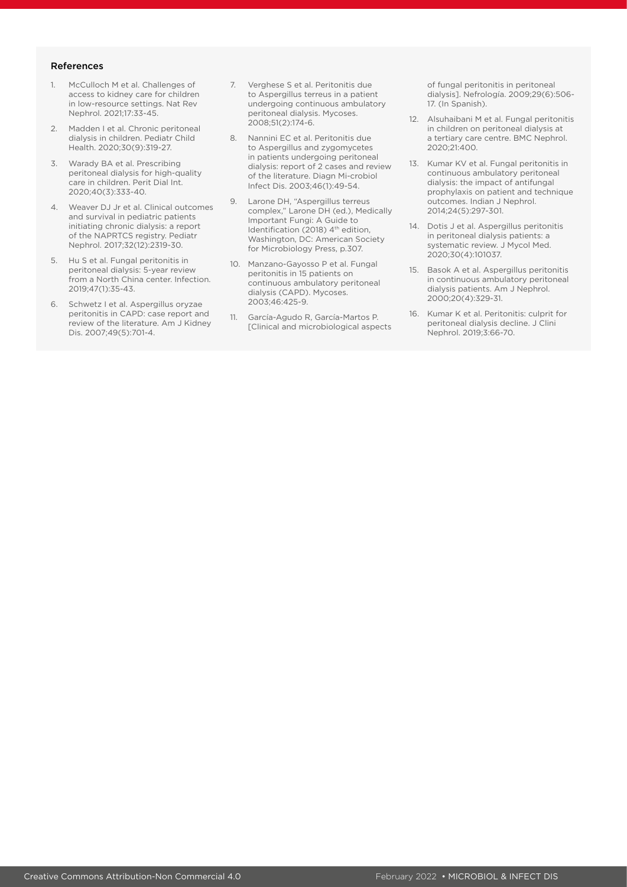### References

1. McCulloch M et al. Challenges of access to kidney care for children in low-resource settings. Nat Rev Nephrol. 2021;17:33-45.
2. Madden I et al. Chronic peritoneal dialysis in children. Pediatr Child Health. 2020;30(9):319-27.
3. Warady BA et al. Prescribing peritoneal dialysis for high-quality care in children. Perit Dial Int. 2020;40(3):333-40.
4. Weaver DJ Jr et al. Clinical outcomes and survival in pediatric patients initiating chronic dialysis: a report of the NAPRTCS registry. Pediatr Nephrol. 2017;32(12):2319-30.
5. Hu S et al. Fungal peritonitis in peritoneal dialysis: 5-year review from a North China center. Infection. 2019;47(1):35-43.
6. Schwetz I et al. Aspergillus oryzae peritonitis in CAPD: case report and review of the literature. Am J Kidney Dis. 2007;49(5):701-4.
7. Verghese S et al. Peritonitis due to Aspergillus terreus in a patient undergoing continuous ambulatory peritoneal dialysis. Mycoses. 2008;51(2):174-6.
8. Nannini EC et al. Peritonitis due to Aspergillus and zygomycetes in patients undergoing peritoneal dialysis: report of 2 cases and review of the literature. Diagn Mi-crobiol Infect Dis. 2003;46(1):49-54.
9. Larone DH, "Aspergillus terreus complex," Larone DH (ed.), Medically Important Fungi: A Guide to Identification (2018) 4th edition, Washington, DC: American Society for Microbiology Press, p.307.
10. Manzano-Gayosso P et al. Fungal peritonitis in 15 patients on continuous ambulatory peritoneal dialysis (CAPD). Mycoses. 2003;46:425-9.
11. García-Agudo R, García-Martos P. [Clinical and microbiological aspects of fungal peritonitis in peritoneal dialysis]. Nefrología. 2009;29(6):506-17. (In Spanish).
12. Alsuhaibani M et al. Fungal peritonitis in children on peritoneal dialysis at a tertiary care centre. BMC Nephrol. 2020;21:400.
13. Kumar KV et al. Fungal peritonitis in continuous ambulatory peritoneal dialysis: the impact of antifungal prophylaxis on patient and technique outcomes. Indian J Nephrol. 2014;24(5):297-301.
14. Dotis J et al. Aspergillus peritonitis in peritoneal dialysis patients: a systematic review. J Mycol Med. 2020;30(4):101037.
15. Basok A et al. Aspergillus peritonitis in continuous ambulatory peritoneal dialysis patients. Am J Nephrol. 2000;20(4):329-31.
16. Kumar K et al. Peritonitis: culprit for peritoneal dialysis decline. J Clini Nephrol. 2019;3:66-70.